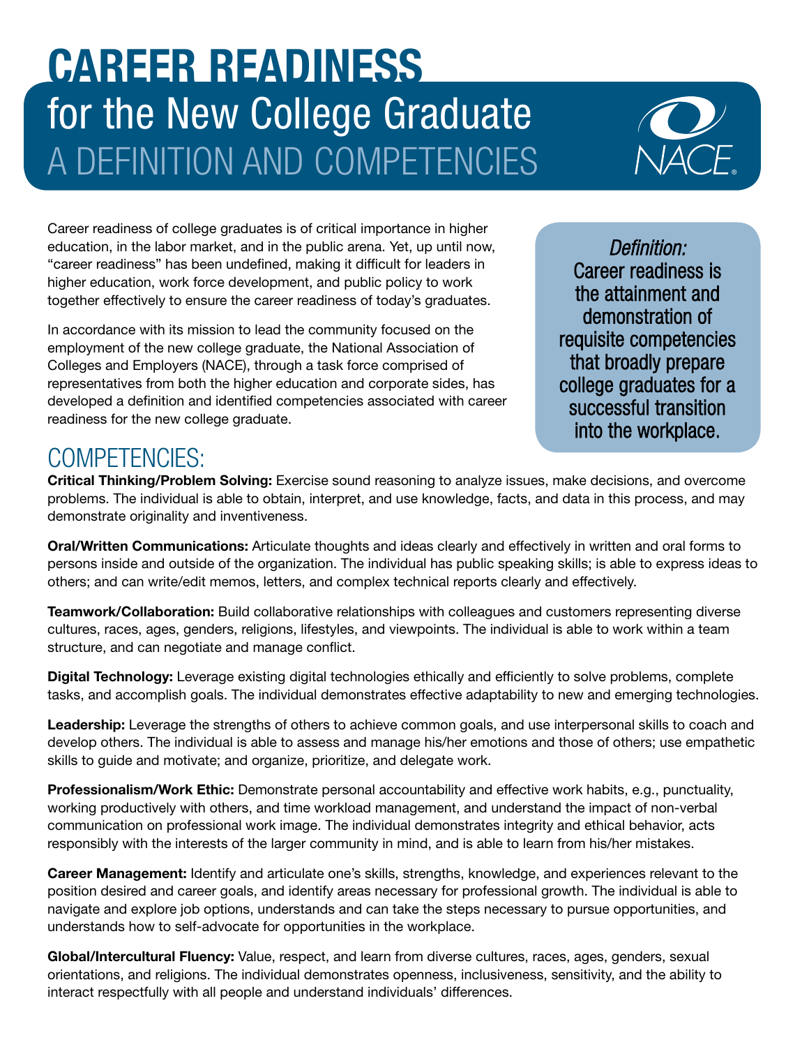# CAREER READINESS
## for the New College Graduate
## A DEFINITION AND COMPETENCIES

Career readiness of college graduates is of critical importance in higher education, in the labor market, and in the public arena. Yet, up until now, "career readiness" has been undefined, making it difficult for leaders in higher education, work force development, and public policy to work together effectively to ensure the career readiness of today's graduates.

In accordance with its mission to lead the community focused on the employment of the new college graduate, the National Association of Colleges and Employers (NACE), through a task force comprised of representatives from both the higher education and corporate sides, has developed a definition and identified competencies associated with career readiness for the new college graduate.

> *Definition:*
> Career readiness is the attainment and demonstration of requisite competencies that broadly prepare college graduates for a successful transition into the workplace.

## COMPETENCIES:

**Critical Thinking/Problem Solving:** Exercise sound reasoning to analyze issues, make decisions, and overcome problems. The individual is able to obtain, interpret, and use knowledge, facts, and data in this process, and may demonstrate originality and inventiveness.

**Oral/Written Communications:** Articulate thoughts and ideas clearly and effectively in written and oral forms to persons inside and outside of the organization. The individual has public speaking skills; is able to express ideas to others; and can write/edit memos, letters, and complex technical reports clearly and effectively.

**Teamwork/Collaboration:** Build collaborative relationships with colleagues and customers representing diverse cultures, races, ages, genders, religions, lifestyles, and viewpoints. The individual is able to work within a team structure, and can negotiate and manage conflict.

**Digital Technology:** Leverage existing digital technologies ethically and efficiently to solve problems, complete tasks, and accomplish goals. The individual demonstrates effective adaptability to new and emerging technologies.

**Leadership:** Leverage the strengths of others to achieve common goals, and use interpersonal skills to coach and develop others. The individual is able to assess and manage his/her emotions and those of others; use empathetic skills to guide and motivate; and organize, prioritize, and delegate work.

**Professionalism/Work Ethic:** Demonstrate personal accountability and effective work habits, e.g., punctuality, working productively with others, and time workload management, and understand the impact of non-verbal communication on professional work image. The individual demonstrates integrity and ethical behavior, acts responsibly with the interests of the larger community in mind, and is able to learn from his/her mistakes.

**Career Management:** Identify and articulate one's skills, strengths, knowledge, and experiences relevant to the position desired and career goals, and identify areas necessary for professional growth. The individual is able to navigate and explore job options, understands and can take the steps necessary to pursue opportunities, and understands how to self-advocate for opportunities in the workplace.

**Global/Intercultural Fluency:** Value, respect, and learn from diverse cultures, races, ages, genders, sexual orientations, and religions. The individual demonstrates openness, inclusiveness, sensitivity, and the ability to interact respectfully with all people and understand individuals' differences.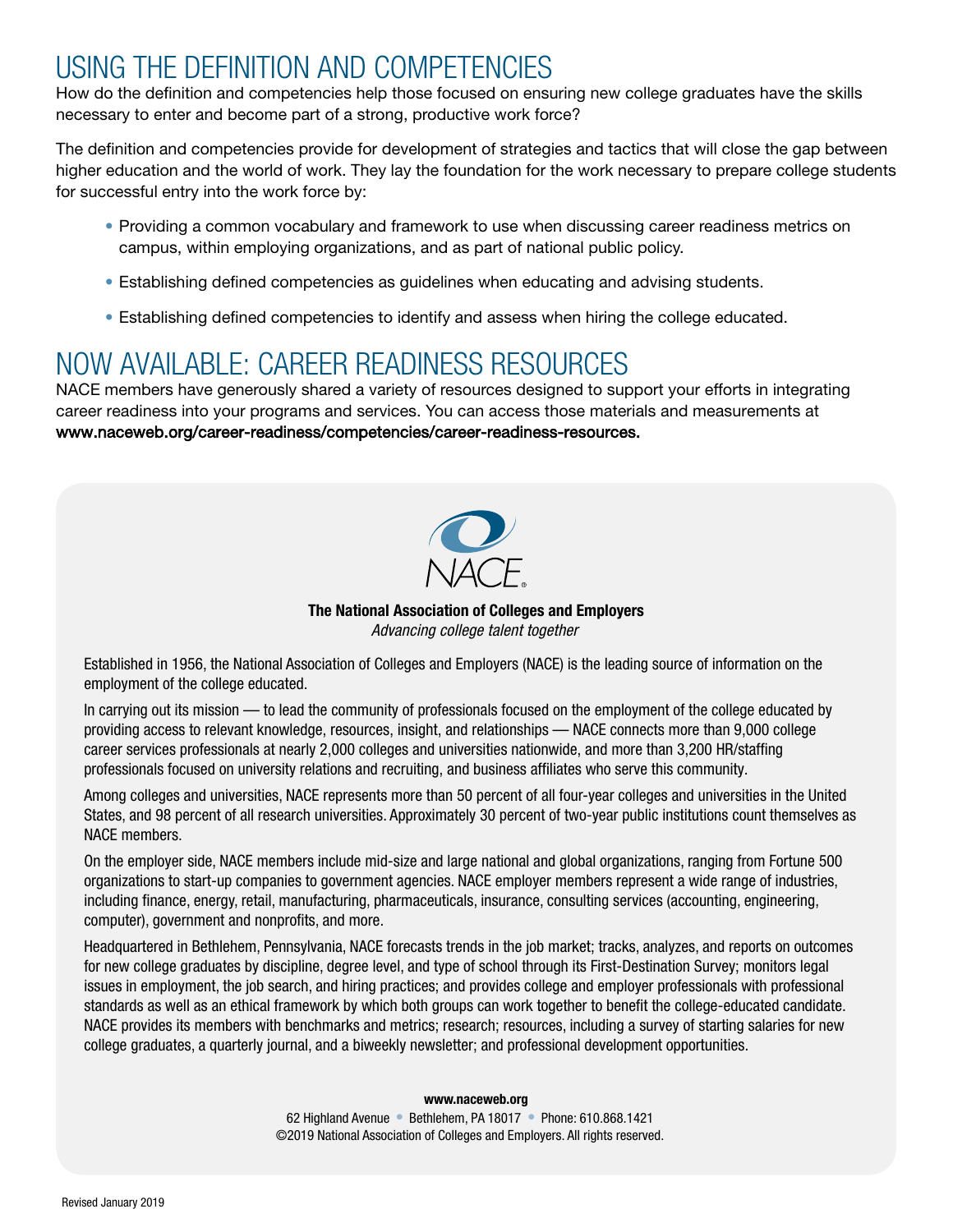## USING THE DEFINITION AND COMPETENCIES

How do the definition and competencies help those focused on ensuring new college graduates have the skills necessary to enter and become part of a strong, productive work force?

The definition and competencies provide for development of strategies and tactics that will close the gap between higher education and the world of work. They lay the foundation for the work necessary to prepare college students for successful entry into the work force by:

- Providing a common vocabulary and framework to use when discussing career readiness metrics on campus, within employing organizations, and as part of national public policy.
- Establishing defined competencies as guidelines when educating and advising students.
- Establishing defined competencies to identify and assess when hiring the college educated.

## NOW AVAILABLE: CAREER READINESS RESOURCES

NACE members have generously shared a variety of resources designed to support your efforts in integrating career readiness into your programs and services. You can access those materials and measurements at **www.naceweb.org/career-readiness/competencies/career-readiness-resources.**

NACE

**The National Association of Colleges and Employers**
*Advancing college talent together*

Established in 1956, the National Association of Colleges and Employers (NACE) is the leading source of information on the employment of the college educated.

In carrying out its mission — to lead the community of professionals focused on the employment of the college educated by providing access to relevant knowledge, resources, insight, and relationships — NACE connects more than 9,000 college career services professionals at nearly 2,000 colleges and universities nationwide, and more than 3,200 HR/staffing professionals focused on university relations and recruiting, and business affiliates who serve this community.

Among colleges and universities, NACE represents more than 50 percent of all four-year colleges and universities in the United States, and 98 percent of all research universities. Approximately 30 percent of two-year public institutions count themselves as NACE members.

On the employer side, NACE members include mid-size and large national and global organizations, ranging from Fortune 500 organizations to start-up companies to government agencies. NACE employer members represent a wide range of industries, including finance, energy, retail, manufacturing, pharmaceuticals, insurance, consulting services (accounting, engineering, computer), government and nonprofits, and more.

Headquartered in Bethlehem, Pennsylvania, NACE forecasts trends in the job market; tracks, analyzes, and reports on outcomes for new college graduates by discipline, degree level, and type of school through its First-Destination Survey; monitors legal issues in employment, the job search, and hiring practices; and provides college and employer professionals with professional standards as well as an ethical framework by which both groups can work together to benefit the college-educated candidate. NACE provides its members with benchmarks and metrics; research; resources, including a survey of starting salaries for new college graduates, a quarterly journal, and a biweekly newsletter; and professional development opportunities.

**www.naceweb.org**
62 Highland Avenue • Bethlehem, PA 18017 • Phone: 610.868.1421
©2019 National Association of Colleges and Employers. All rights reserved.

Revised January 2019